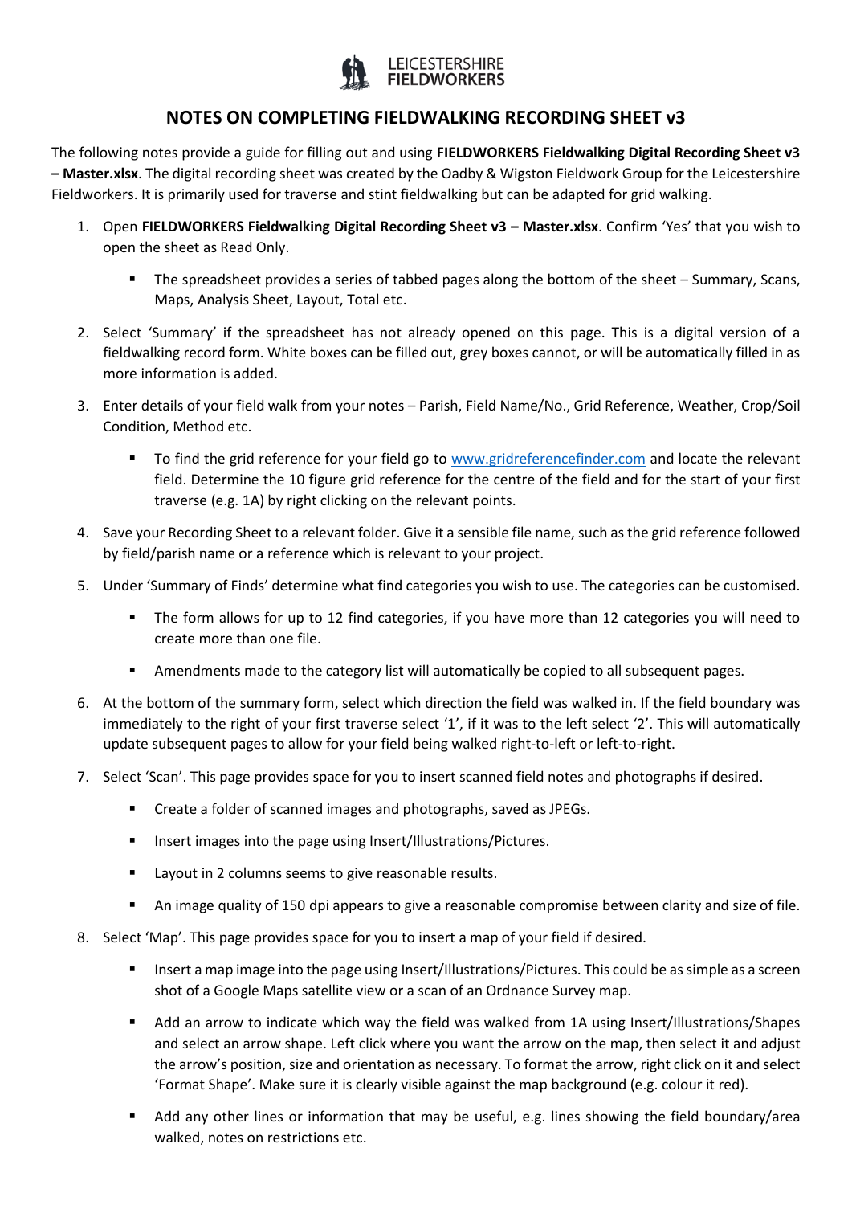LEICESTERSHIRE
**FIELDWORKERS**

# NOTES ON COMPLETING FIELDWALKING RECORDING SHEET v3

The following notes provide a guide for filling out and using **FIELDWORKERS Fieldwalking Digital Recording Sheet v3 – Master.xlsx**. The digital recording sheet was created by the Oadby & Wigston Fieldwork Group for the Leicestershire Fieldworkers. It is primarily used for traverse and stint fieldwalking but can be adapted for grid walking.

1. Open **FIELDWORKERS Fieldwalking Digital Recording Sheet v3 – Master.xlsx**. Confirm 'Yes' that you wish to open the sheet as Read Only.
   - The spreadsheet provides a series of tabbed pages along the bottom of the sheet – Summary, Scans, Maps, Analysis Sheet, Layout, Total etc.
2. Select 'Summary' if the spreadsheet has not already opened on this page. This is a digital version of a fieldwalking record form. White boxes can be filled out, grey boxes cannot, or will be automatically filled in as more information is added.
3. Enter details of your field walk from your notes – Parish, Field Name/No., Grid Reference, Weather, Crop/Soil Condition, Method etc.
   - To find the grid reference for your field go to [www.gridreferencefinder.com](www.gridreferencefinder.com) and locate the relevant field. Determine the 10 figure grid reference for the centre of the field and for the start of your first traverse (e.g. 1A) by right clicking on the relevant points.
4. Save your Recording Sheet to a relevant folder. Give it a sensible file name, such as the grid reference followed by field/parish name or a reference which is relevant to your project.
5. Under 'Summary of Finds' determine what find categories you wish to use. The categories can be customised.
   - The form allows for up to 12 find categories, if you have more than 12 categories you will need to create more than one file.
   - Amendments made to the category list will automatically be copied to all subsequent pages.
6. At the bottom of the summary form, select which direction the field was walked in. If the field boundary was immediately to the right of your first traverse select '1', if it was to the left select '2'. This will automatically update subsequent pages to allow for your field being walked right-to-left or left-to-right.
7. Select 'Scan'. This page provides space for you to insert scanned field notes and photographs if desired.
   - Create a folder of scanned images and photographs, saved as JPEGs.
   - Insert images into the page using Insert/Illustrations/Pictures.
   - Layout in 2 columns seems to give reasonable results.
   - An image quality of 150 dpi appears to give a reasonable compromise between clarity and size of file.
8. Select 'Map'. This page provides space for you to insert a map of your field if desired.
   - Insert a map image into the page using Insert/Illustrations/Pictures. This could be as simple as a screen shot of a Google Maps satellite view or a scan of an Ordnance Survey map.
   - Add an arrow to indicate which way the field was walked from 1A using Insert/Illustrations/Shapes and select an arrow shape. Left click where you want the arrow on the map, then select it and adjust the arrow's position, size and orientation as necessary. To format the arrow, right click on it and select 'Format Shape'. Make sure it is clearly visible against the map background (e.g. colour it red).
   - Add any other lines or information that may be useful, e.g. lines showing the field boundary/area walked, notes on restrictions etc.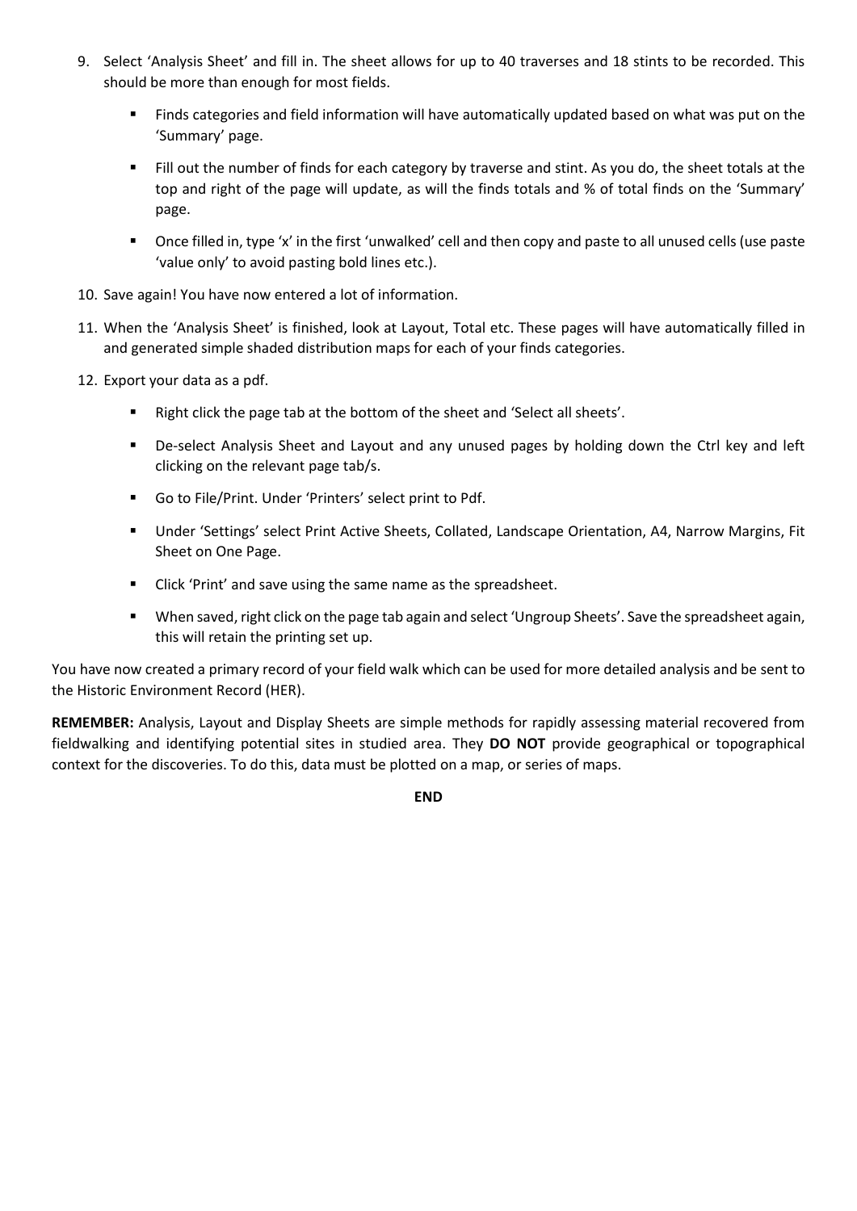9. Select 'Analysis Sheet' and fill in. The sheet allows for up to 40 traverses and 18 stints to be recorded. This should be more than enough for most fields.
   - Finds categories and field information will have automatically updated based on what was put on the 'Summary' page.
   - Fill out the number of finds for each category by traverse and stint. As you do, the sheet totals at the top and right of the page will update, as will the finds totals and % of total finds on the 'Summary' page.
   - Once filled in, type 'x' in the first 'unwalked' cell and then copy and paste to all unused cells (use paste 'value only' to avoid pasting bold lines etc.).
10. Save again! You have now entered a lot of information.
11. When the 'Analysis Sheet' is finished, look at Layout, Total etc. These pages will have automatically filled in and generated simple shaded distribution maps for each of your finds categories.
12. Export your data as a pdf.
    - Right click the page tab at the bottom of the sheet and 'Select all sheets'.
    - De-select Analysis Sheet and Layout and any unused pages by holding down the Ctrl key and left clicking on the relevant page tab/s.
    - Go to File/Print. Under 'Printers' select print to Pdf.
    - Under 'Settings' select Print Active Sheets, Collated, Landscape Orientation, A4, Narrow Margins, Fit Sheet on One Page.
    - Click 'Print' and save using the same name as the spreadsheet.
    - When saved, right click on the page tab again and select 'Ungroup Sheets'. Save the spreadsheet again, this will retain the printing set up.

You have now created a primary record of your field walk which can be used for more detailed analysis and be sent to the Historic Environment Record (HER).

**REMEMBER:** Analysis, Layout and Display Sheets are simple methods for rapidly assessing material recovered from fieldwalking and identifying potential sites in studied area. They **DO NOT** provide geographical or topographical context for the discoveries. To do this, data must be plotted on a map, or series of maps.

**END**